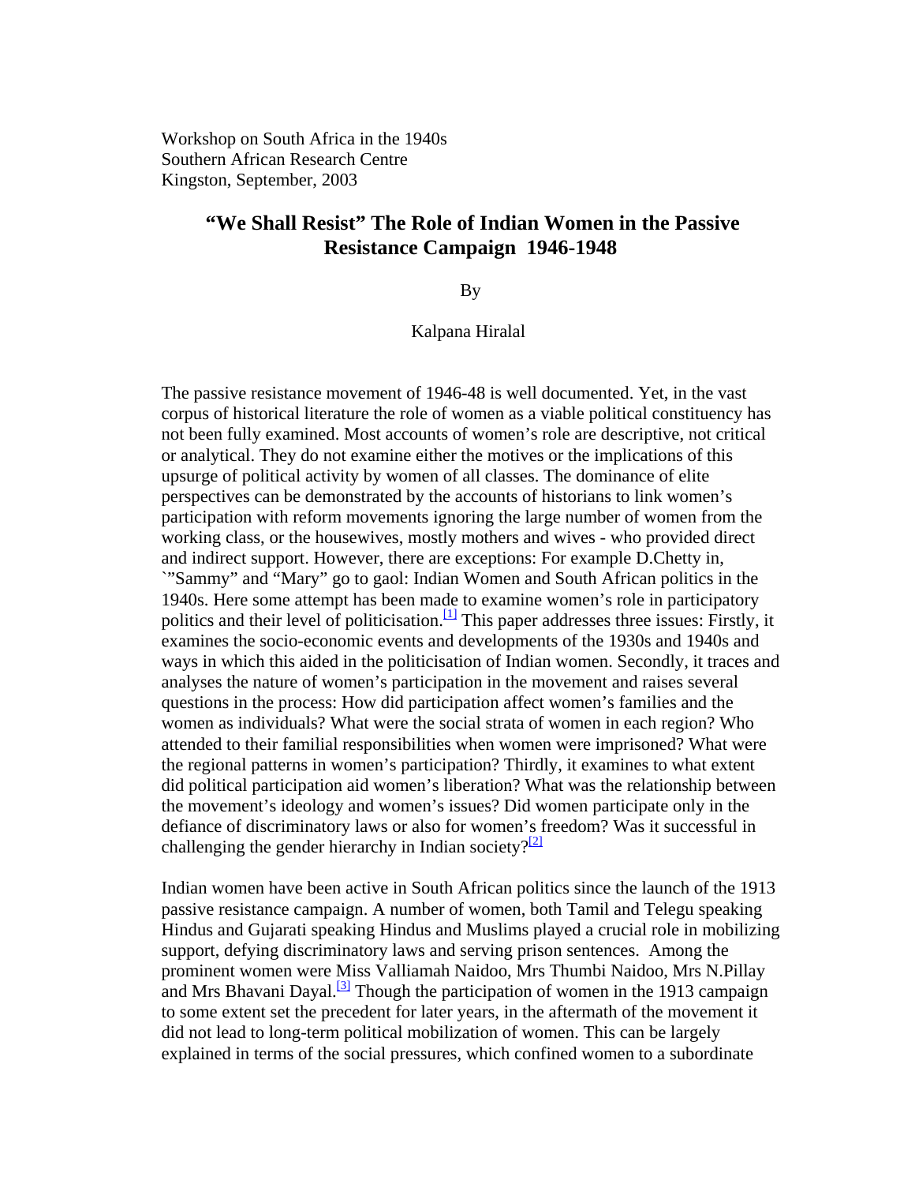Workshop on South Africa in the 1940s
Southern African Research Centre
Kingston, September, 2003

# "We Shall Resist" The Role of Indian Women in the Passive Resistance Campaign 1946-1948

By

Kalpana Hiralal

The passive resistance movement of 1946-48 is well documented. Yet, in the vast corpus of historical literature the role of women as a viable political constituency has not been fully examined. Most accounts of women's role are descriptive, not critical or analytical. They do not examine either the motives or the implications of this upsurge of political activity by women of all classes. The dominance of elite perspectives can be demonstrated by the accounts of historians to link women's participation with reform movements ignoring the large number of women from the working class, or the housewives, mostly mothers and wives - who provided direct and indirect support. However, there are exceptions: For example D.Chetty in, `"Sammy" and "Mary" go to gaol: Indian Women and South African politics in the 1940s. Here some attempt has been made to examine women's role in participatory politics and their level of politicisation.[1] This paper addresses three issues: Firstly, it examines the socio-economic events and developments of the 1930s and 1940s and ways in which this aided in the politicisation of Indian women. Secondly, it traces and analyses the nature of women's participation in the movement and raises several questions in the process: How did participation affect women's families and the women as individuals? What were the social strata of women in each region? Who attended to their familial responsibilities when women were imprisoned? What were the regional patterns in women's participation? Thirdly, it examines to what extent did political participation aid women's liberation? What was the relationship between the movement's ideology and women's issues? Did women participate only in the defiance of discriminatory laws or also for women's freedom? Was it successful in challenging the gender hierarchy in Indian society?[2]

Indian women have been active in South African politics since the launch of the 1913 passive resistance campaign. A number of women, both Tamil and Telegu speaking Hindus and Gujarati speaking Hindus and Muslims played a crucial role in mobilizing support, defying discriminatory laws and serving prison sentences. Among the prominent women were Miss Valliamah Naidoo, Mrs Thumbi Naidoo, Mrs N.Pillay and Mrs Bhavani Dayal.[3] Though the participation of women in the 1913 campaign to some extent set the precedent for later years, in the aftermath of the movement it did not lead to long-term political mobilization of women. This can be largely explained in terms of the social pressures, which confined women to a subordinate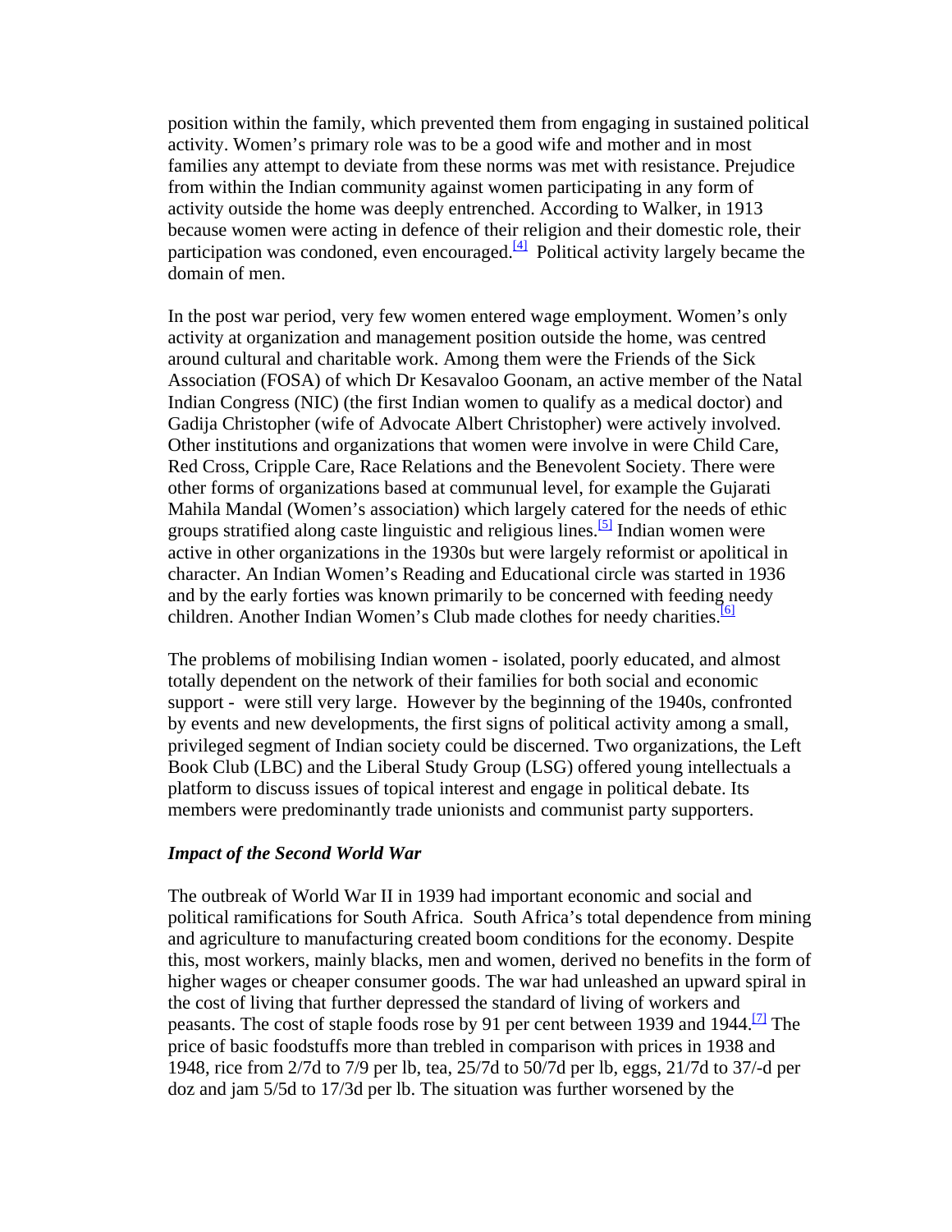position within the family, which prevented them from engaging in sustained political activity. Women's primary role was to be a good wife and mother and in most families any attempt to deviate from these norms was met with resistance. Prejudice from within the Indian community against women participating in any form of activity outside the home was deeply entrenched. According to Walker, in 1913 because women were acting in defence of their religion and their domestic role, their participation was condoned, even encouraged.[4] Political activity largely became the domain of men.

In the post war period, very few women entered wage employment. Women's only activity at organization and management position outside the home, was centred around cultural and charitable work. Among them were the Friends of the Sick Association (FOSA) of which Dr Kesavaloo Goonam, an active member of the Natal Indian Congress (NIC) (the first Indian women to qualify as a medical doctor) and Gadija Christopher (wife of Advocate Albert Christopher) were actively involved. Other institutions and organizations that women were involve in were Child Care, Red Cross, Cripple Care, Race Relations and the Benevolent Society. There were other forms of organizations based at communual level, for example the Gujarati Mahila Mandal (Women's association) which largely catered for the needs of ethic groups stratified along caste linguistic and religious lines.[5] Indian women were active in other organizations in the 1930s but were largely reformist or apolitical in character. An Indian Women's Reading and Educational circle was started in 1936 and by the early forties was known primarily to be concerned with feeding needy children. Another Indian Women's Club made clothes for needy charities.[6]

The problems of mobilising Indian women - isolated, poorly educated, and almost totally dependent on the network of their families for both social and economic support - were still very large. However by the beginning of the 1940s, confronted by events and new developments, the first signs of political activity among a small, privileged segment of Indian society could be discerned. Two organizations, the Left Book Club (LBC) and the Liberal Study Group (LSG) offered young intellectuals a platform to discuss issues of topical interest and engage in political debate. Its members were predominantly trade unionists and communist party supporters.

### *Impact of the Second World War*

The outbreak of World War II in 1939 had important economic and social and political ramifications for South Africa. South Africa's total dependence from mining and agriculture to manufacturing created boom conditions for the economy. Despite this, most workers, mainly blacks, men and women, derived no benefits in the form of higher wages or cheaper consumer goods. The war had unleashed an upward spiral in the cost of living that further depressed the standard of living of workers and peasants. The cost of staple foods rose by 91 per cent between 1939 and 1944.[7] The price of basic foodstuffs more than trebled in comparison with prices in 1938 and 1948, rice from 2/7d to 7/9 per lb, tea, 25/7d to 50/7d per lb, eggs, 21/7d to 37/-d per doz and jam 5/5d to 17/3d per lb. The situation was further worsened by the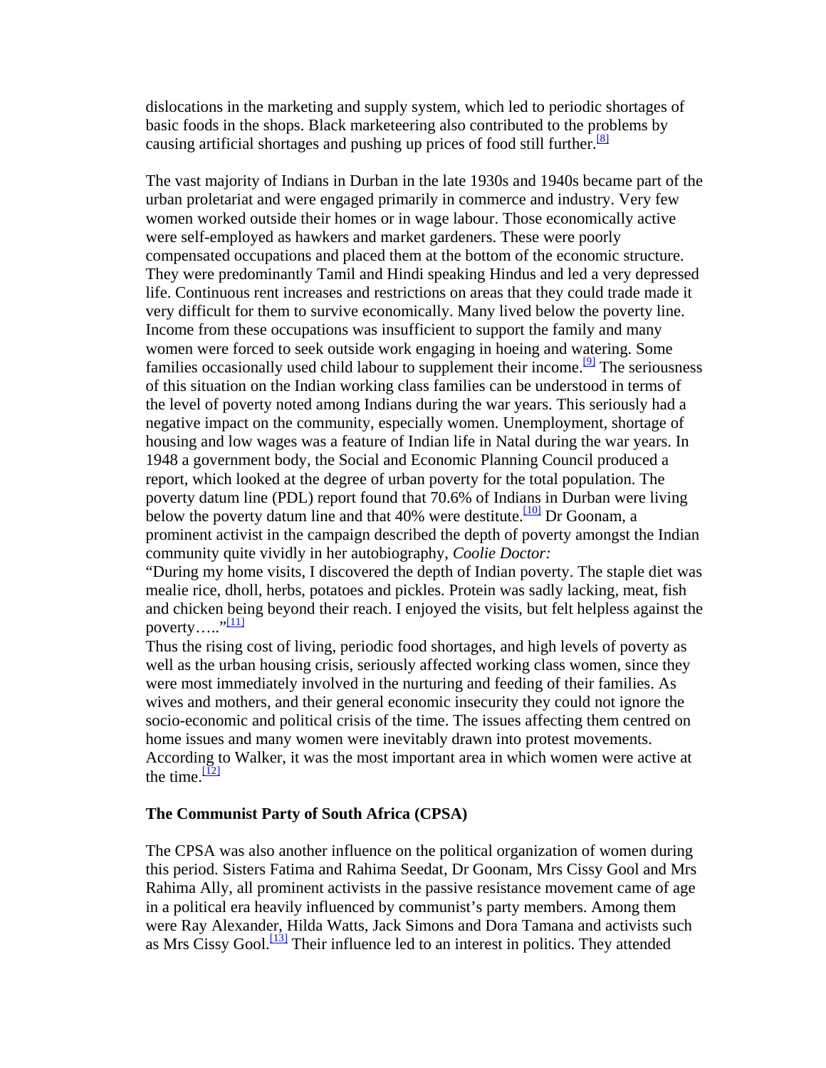dislocations in the marketing and supply system, which led to periodic shortages of basic foods in the shops. Black marketeering also contributed to the problems by causing artificial shortages and pushing up prices of food still further.[8]

The vast majority of Indians in Durban in the late 1930s and 1940s became part of the urban proletariat and were engaged primarily in commerce and industry. Very few women worked outside their homes or in wage labour. Those economically active were self-employed as hawkers and market gardeners. These were poorly compensated occupations and placed them at the bottom of the economic structure. They were predominantly Tamil and Hindi speaking Hindus and led a very depressed life. Continuous rent increases and restrictions on areas that they could trade made it very difficult for them to survive economically. Many lived below the poverty line. Income from these occupations was insufficient to support the family and many women were forced to seek outside work engaging in hoeing and watering. Some families occasionally used child labour to supplement their income.[9] The seriousness of this situation on the Indian working class families can be understood in terms of the level of poverty noted among Indians during the war years. This seriously had a negative impact on the community, especially women. Unemployment, shortage of housing and low wages was a feature of Indian life in Natal during the war years. In 1948 a government body, the Social and Economic Planning Council produced a report, which looked at the degree of urban poverty for the total population. The poverty datum line (PDL) report found that 70.6% of Indians in Durban were living below the poverty datum line and that 40% were destitute.[10] Dr Goonam, a prominent activist in the campaign described the depth of poverty amongst the Indian community quite vividly in her autobiography, *Coolie Doctor:*

"During my home visits, I discovered the depth of Indian poverty. The staple diet was mealie rice, dholl, herbs, potatoes and pickles. Protein was sadly lacking, meat, fish and chicken being beyond their reach. I enjoyed the visits, but felt helpless against the poverty….."[11]

Thus the rising cost of living, periodic food shortages, and high levels of poverty as well as the urban housing crisis, seriously affected working class women, since they were most immediately involved in the nurturing and feeding of their families. As wives and mothers, and their general economic insecurity they could not ignore the socio-economic and political crisis of the time. The issues affecting them centred on home issues and many women were inevitably drawn into protest movements. According to Walker, it was the most important area in which women were active at the time.[12]

**The Communist Party of South Africa (CPSA)**

The CPSA was also another influence on the political organization of women during this period. Sisters Fatima and Rahima Seedat, Dr Goonam, Mrs Cissy Gool and Mrs Rahima Ally, all prominent activists in the passive resistance movement came of age in a political era heavily influenced by communist's party members. Among them were Ray Alexander, Hilda Watts, Jack Simons and Dora Tamana and activists such as Mrs Cissy Gool.[13] Their influence led to an interest in politics. They attended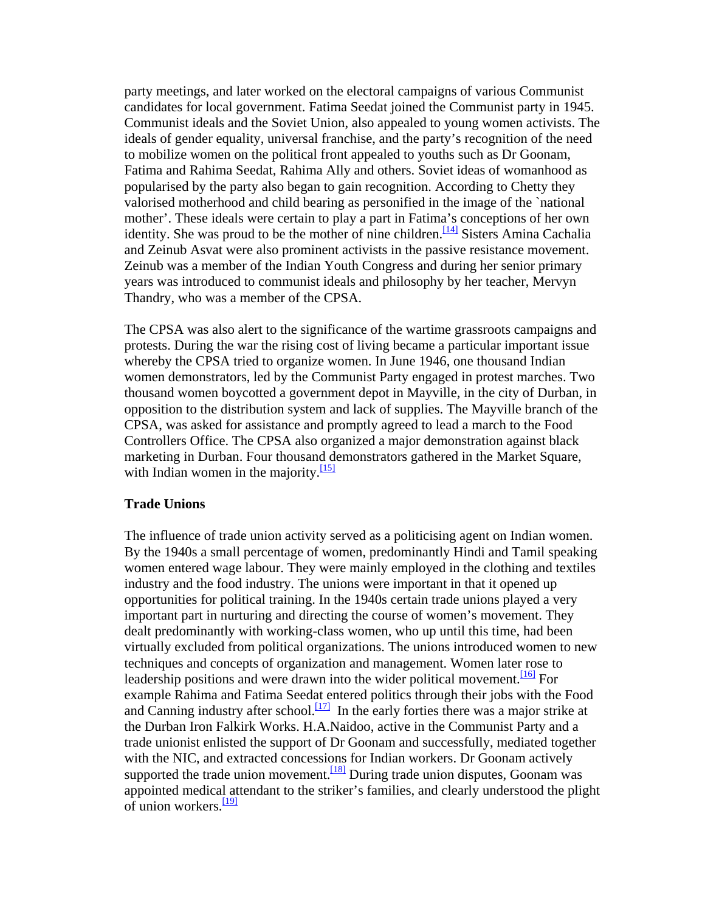party meetings, and later worked on the electoral campaigns of various Communist candidates for local government. Fatima Seedat joined the Communist party in 1945. Communist ideals and the Soviet Union, also appealed to young women activists. The ideals of gender equality, universal franchise, and the party's recognition of the need to mobilize women on the political front appealed to youths such as Dr Goonam, Fatima and Rahima Seedat, Rahima Ally and others. Soviet ideas of womanhood as popularised by the party also began to gain recognition. According to Chetty they valorised motherhood and child bearing as personified in the image of the `national mother'. These ideals were certain to play a part in Fatima's conceptions of her own identity. She was proud to be the mother of nine children.[14] Sisters Amina Cachalia and Zeinub Asvat were also prominent activists in the passive resistance movement. Zeinub was a member of the Indian Youth Congress and during her senior primary years was introduced to communist ideals and philosophy by her teacher, Mervyn Thandry, who was a member of the CPSA.

The CPSA was also alert to the significance of the wartime grassroots campaigns and protests. During the war the rising cost of living became a particular important issue whereby the CPSA tried to organize women. In June 1946, one thousand Indian women demonstrators, led by the Communist Party engaged in protest marches. Two thousand women boycotted a government depot in Mayville, in the city of Durban, in opposition to the distribution system and lack of supplies. The Mayville branch of the CPSA, was asked for assistance and promptly agreed to lead a march to the Food Controllers Office. The CPSA also organized a major demonstration against black marketing in Durban. Four thousand demonstrators gathered in the Market Square, with Indian women in the majority.[15]

**Trade Unions**

The influence of trade union activity served as a politicising agent on Indian women. By the 1940s a small percentage of women, predominantly Hindi and Tamil speaking women entered wage labour. They were mainly employed in the clothing and textiles industry and the food industry. The unions were important in that it opened up opportunities for political training. In the 1940s certain trade unions played a very important part in nurturing and directing the course of women's movement. They dealt predominantly with working-class women, who up until this time, had been virtually excluded from political organizations. The unions introduced women to new techniques and concepts of organization and management. Women later rose to leadership positions and were drawn into the wider political movement.[16] For example Rahima and Fatima Seedat entered politics through their jobs with the Food and Canning industry after school.[17] In the early forties there was a major strike at the Durban Iron Falkirk Works. H.A.Naidoo, active in the Communist Party and a trade unionist enlisted the support of Dr Goonam and successfully, mediated together with the NIC, and extracted concessions for Indian workers. Dr Goonam actively supported the trade union movement.[18] During trade union disputes, Goonam was appointed medical attendant to the striker's families, and clearly understood the plight of union workers.[19]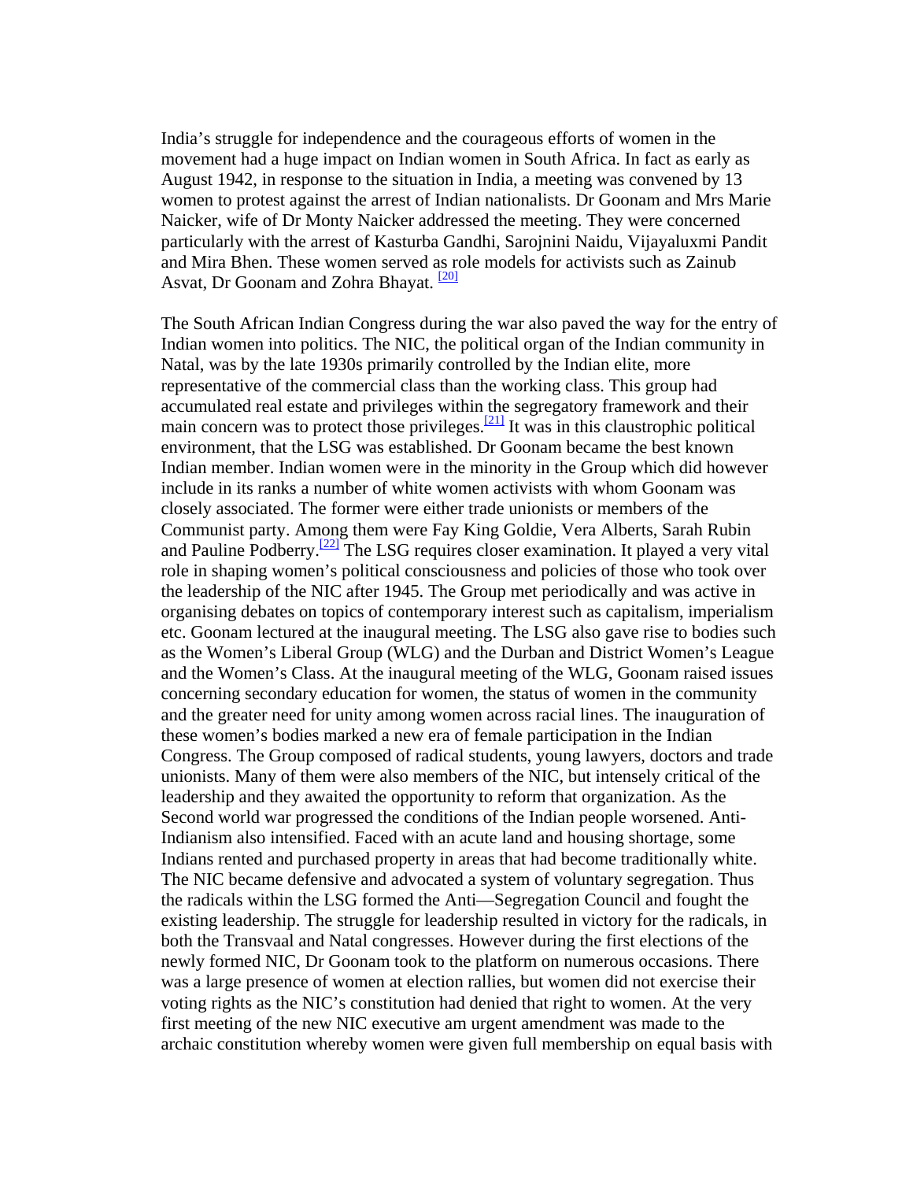India's struggle for independence and the courageous efforts of women in the movement had a huge impact on Indian women in South Africa. In fact as early as August 1942, in response to the situation in India, a meeting was convened by 13 women to protest against the arrest of Indian nationalists. Dr Goonam and Mrs Marie Naicker, wife of Dr Monty Naicker addressed the meeting. They were concerned particularly with the arrest of Kasturba Gandhi, Sarojnini Naidu, Vijayaluxmi Pandit and Mira Bhen. These women served as role models for activists such as Zainub Asvat, Dr Goonam and Zohra Bhayat. [20]

The South African Indian Congress during the war also paved the way for the entry of Indian women into politics. The NIC, the political organ of the Indian community in Natal, was by the late 1930s primarily controlled by the Indian elite, more representative of the commercial class than the working class. This group had accumulated real estate and privileges within the segregatory framework and their main concern was to protect those privileges.[21] It was in this claustrophic political environment, that the LSG was established. Dr Goonam became the best known Indian member. Indian women were in the minority in the Group which did however include in its ranks a number of white women activists with whom Goonam was closely associated. The former were either trade unionists or members of the Communist party. Among them were Fay King Goldie, Vera Alberts, Sarah Rubin and Pauline Podberry.[22] The LSG requires closer examination. It played a very vital role in shaping women's political consciousness and policies of those who took over the leadership of the NIC after 1945. The Group met periodically and was active in organising debates on topics of contemporary interest such as capitalism, imperialism etc. Goonam lectured at the inaugural meeting. The LSG also gave rise to bodies such as the Women's Liberal Group (WLG) and the Durban and District Women's League and the Women's Class. At the inaugural meeting of the WLG, Goonam raised issues concerning secondary education for women, the status of women in the community and the greater need for unity among women across racial lines. The inauguration of these women's bodies marked a new era of female participation in the Indian Congress. The Group composed of radical students, young lawyers, doctors and trade unionists. Many of them were also members of the NIC, but intensely critical of the leadership and they awaited the opportunity to reform that organization. As the Second world war progressed the conditions of the Indian people worsened. Anti-Indianism also intensified. Faced with an acute land and housing shortage, some Indians rented and purchased property in areas that had become traditionally white. The NIC became defensive and advocated a system of voluntary segregation. Thus the radicals within the LSG formed the Anti—Segregation Council and fought the existing leadership. The struggle for leadership resulted in victory for the radicals, in both the Transvaal and Natal congresses. However during the first elections of the newly formed NIC, Dr Goonam took to the platform on numerous occasions. There was a large presence of women at election rallies, but women did not exercise their voting rights as the NIC's constitution had denied that right to women. At the very first meeting of the new NIC executive am urgent amendment was made to the archaic constitution whereby women were given full membership on equal basis with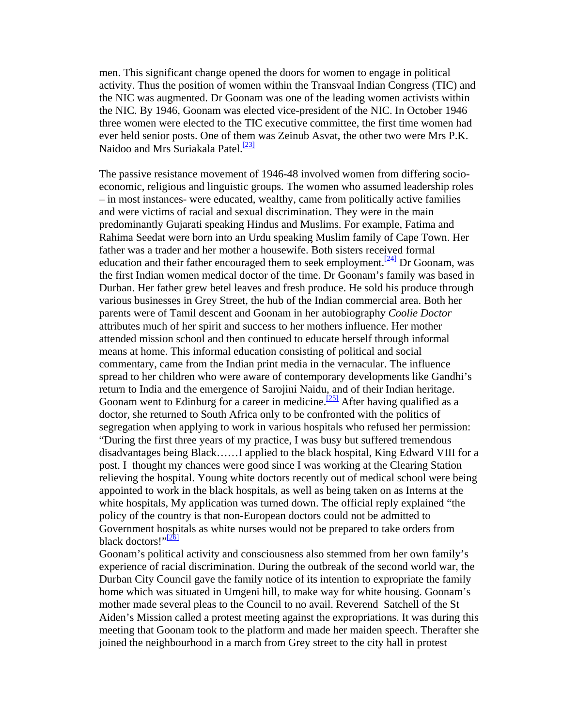men. This significant change opened the doors for women to engage in political activity. Thus the position of women within the Transvaal Indian Congress (TIC) and the NIC was augmented. Dr Goonam was one of the leading women activists within the NIC. By 1946, Goonam was elected vice-president of the NIC. In October 1946 three women were elected to the TIC executive committee, the first time women had ever held senior posts. One of them was Zeinub Asvat, the other two were Mrs P.K. Naidoo and Mrs Suriakala Patel.[23]

The passive resistance movement of 1946-48 involved women from differing socio-economic, religious and linguistic groups. The women who assumed leadership roles – in most instances- were educated, wealthy, came from politically active families and were victims of racial and sexual discrimination. They were in the main predominantly Gujarati speaking Hindus and Muslims. For example, Fatima and Rahima Seedat were born into an Urdu speaking Muslim family of Cape Town. Her father was a trader and her mother a housewife. Both sisters received formal education and their father encouraged them to seek employment.[24] Dr Goonam, was the first Indian women medical doctor of the time. Dr Goonam's family was based in Durban. Her father grew betel leaves and fresh produce. He sold his produce through various businesses in Grey Street, the hub of the Indian commercial area. Both her parents were of Tamil descent and Goonam in her autobiography *Coolie Doctor* attributes much of her spirit and success to her mothers influence. Her mother attended mission school and then continued to educate herself through informal means at home. This informal education consisting of political and social commentary, came from the Indian print media in the vernacular. The influence spread to her children who were aware of contemporary developments like Gandhi's return to India and the emergence of Sarojini Naidu, and of their Indian heritage. Goonam went to Edinburg for a career in medicine.[25] After having qualified as a doctor, she returned to South Africa only to be confronted with the politics of segregation when applying to work in various hospitals who refused her permission: "During the first three years of my practice, I was busy but suffered tremendous disadvantages being Black……I applied to the black hospital, King Edward VIII for a post. I thought my chances were good since I was working at the Clearing Station relieving the hospital. Young white doctors recently out of medical school were being appointed to work in the black hospitals, as well as being taken on as Interns at the white hospitals, My application was turned down. The official reply explained "the policy of the country is that non-European doctors could not be admitted to Government hospitals as white nurses would not be prepared to take orders from black doctors!"[26]

Goonam's political activity and consciousness also stemmed from her own family's experience of racial discrimination. During the outbreak of the second world war, the Durban City Council gave the family notice of its intention to expropriate the family home which was situated in Umgeni hill, to make way for white housing. Goonam's mother made several pleas to the Council to no avail. Reverend Satchell of the St Aiden's Mission called a protest meeting against the expropriations. It was during this meeting that Goonam took to the platform and made her maiden speech. Therafter she joined the neighbourhood in a march from Grey street to the city hall in protest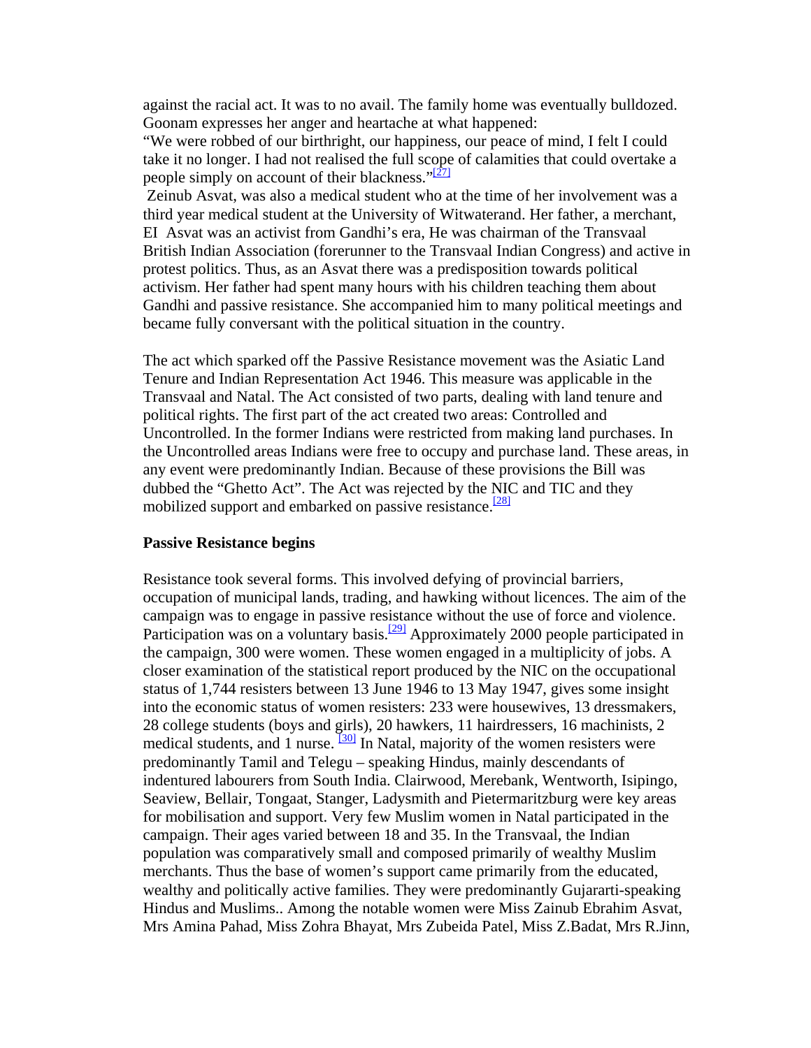against the racial act. It was to no avail. The family home was eventually bulldozed. Goonam expresses her anger and heartache at what happened:

"We were robbed of our birthright, our happiness, our peace of mind, I felt I could take it no longer. I had not realised the full scope of calamities that could overtake a people simply on account of their blackness."[27]

Zeinub Asvat, was also a medical student who at the time of her involvement was a third year medical student at the University of Witwaterand. Her father, a merchant, EI Asvat was an activist from Gandhi's era, He was chairman of the Transvaal British Indian Association (forerunner to the Transvaal Indian Congress) and active in protest politics. Thus, as an Asvat there was a predisposition towards political activism. Her father had spent many hours with his children teaching them about Gandhi and passive resistance. She accompanied him to many political meetings and became fully conversant with the political situation in the country.

The act which sparked off the Passive Resistance movement was the Asiatic Land Tenure and Indian Representation Act 1946. This measure was applicable in the Transvaal and Natal. The Act consisted of two parts, dealing with land tenure and political rights. The first part of the act created two areas: Controlled and Uncontrolled. In the former Indians were restricted from making land purchases. In the Uncontrolled areas Indians were free to occupy and purchase land. These areas, in any event were predominantly Indian. Because of these provisions the Bill was dubbed the "Ghetto Act". The Act was rejected by the NIC and TIC and they mobilized support and embarked on passive resistance.[28]

**Passive Resistance begins**

Resistance took several forms. This involved defying of provincial barriers, occupation of municipal lands, trading, and hawking without licences. The aim of the campaign was to engage in passive resistance without the use of force and violence. Participation was on a voluntary basis.[29] Approximately 2000 people participated in the campaign, 300 were women. These women engaged in a multiplicity of jobs. A closer examination of the statistical report produced by the NIC on the occupational status of 1,744 resisters between 13 June 1946 to 13 May 1947, gives some insight into the economic status of women resisters: 233 were housewives, 13 dressmakers, 28 college students (boys and girls), 20 hawkers, 11 hairdressers, 16 machinists, 2 medical students, and 1 nurse. [30] In Natal, majority of the women resisters were predominantly Tamil and Telegu – speaking Hindus, mainly descendants of indentured labourers from South India. Clairwood, Merebank, Wentworth, Isipingo, Seaview, Bellair, Tongaat, Stanger, Ladysmith and Pietermaritzburg were key areas for mobilisation and support. Very few Muslim women in Natal participated in the campaign. Their ages varied between 18 and 35. In the Transvaal, the Indian population was comparatively small and composed primarily of wealthy Muslim merchants. Thus the base of women's support came primarily from the educated, wealthy and politically active families. They were predominantly Gujararti-speaking Hindus and Muslims.. Among the notable women were Miss Zainub Ebrahim Asvat, Mrs Amina Pahad, Miss Zohra Bhayat, Mrs Zubeida Patel, Miss Z.Badat, Mrs R.Jinn,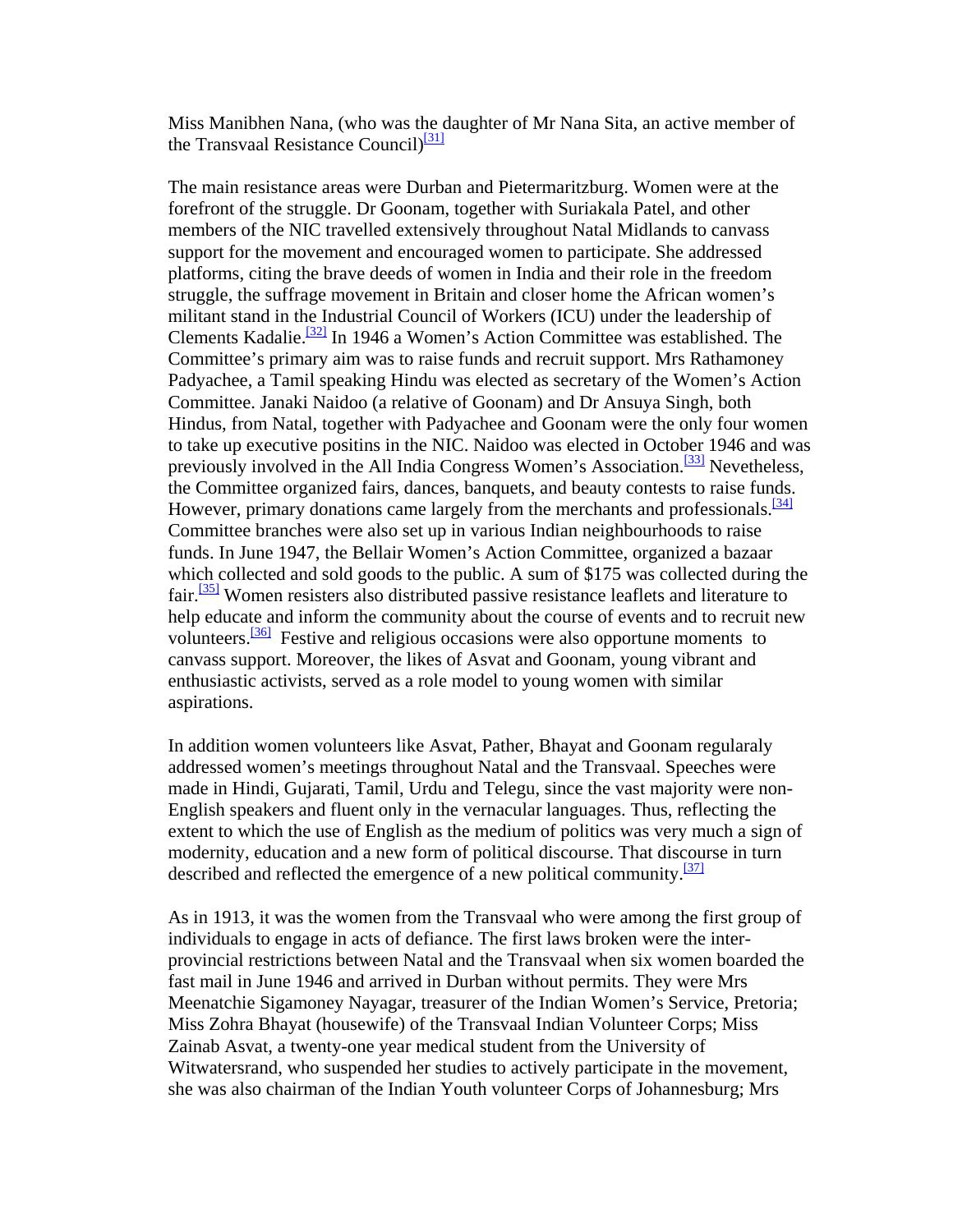Miss Manibhen Nana, (who was the daughter of Mr Nana Sita, an active member of the Transvaal Resistance Council)[31]

The main resistance areas were Durban and Pietermaritzburg. Women were at the forefront of the struggle. Dr Goonam, together with Suriakala Patel, and other members of the NIC travelled extensively throughout Natal Midlands to canvass support for the movement and encouraged women to participate. She addressed platforms, citing the brave deeds of women in India and their role in the freedom struggle, the suffrage movement in Britain and closer home the African women's militant stand in the Industrial Council of Workers (ICU) under the leadership of Clements Kadalie.[32] In 1946 a Women's Action Committee was established. The Committee's primary aim was to raise funds and recruit support. Mrs Rathamoney Padyachee, a Tamil speaking Hindu was elected as secretary of the Women's Action Committee. Janaki Naidoo (a relative of Goonam) and Dr Ansuya Singh, both Hindus, from Natal, together with Padyachee and Goonam were the only four women to take up executive positins in the NIC. Naidoo was elected in October 1946 and was previously involved in the All India Congress Women's Association.[33] Nevetheless, the Committee organized fairs, dances, banquets, and beauty contests to raise funds. However, primary donations came largely from the merchants and professionals.[34] Committee branches were also set up in various Indian neighbourhoods to raise funds. In June 1947, the Bellair Women's Action Committee, organized a bazaar which collected and sold goods to the public. A sum of $175 was collected during the fair.[35] Women resisters also distributed passive resistance leaflets and literature to help educate and inform the community about the course of events and to recruit new volunteers.[36] Festive and religious occasions were also opportune moments to canvass support. Moreover, the likes of Asvat and Goonam, young vibrant and enthusiastic activists, served as a role model to young women with similar aspirations.

In addition women volunteers like Asvat, Pather, Bhayat and Goonam regularaly addressed women's meetings throughout Natal and the Transvaal. Speeches were made in Hindi, Gujarati, Tamil, Urdu and Telegu, since the vast majority were non-English speakers and fluent only in the vernacular languages. Thus, reflecting the extent to which the use of English as the medium of politics was very much a sign of modernity, education and a new form of political discourse. That discourse in turn described and reflected the emergence of a new political community.[37]

As in 1913, it was the women from the Transvaal who were among the first group of individuals to engage in acts of defiance. The first laws broken were the inter-provincial restrictions between Natal and the Transvaal when six women boarded the fast mail in June 1946 and arrived in Durban without permits. They were Mrs Meenatchie Sigamoney Nayagar, treasurer of the Indian Women's Service, Pretoria; Miss Zohra Bhayat (housewife) of the Transvaal Indian Volunteer Corps; Miss Zainab Asvat, a twenty-one year medical student from the University of Witwatersrand, who suspended her studies to actively participate in the movement, she was also chairman of the Indian Youth volunteer Corps of Johannesburg; Mrs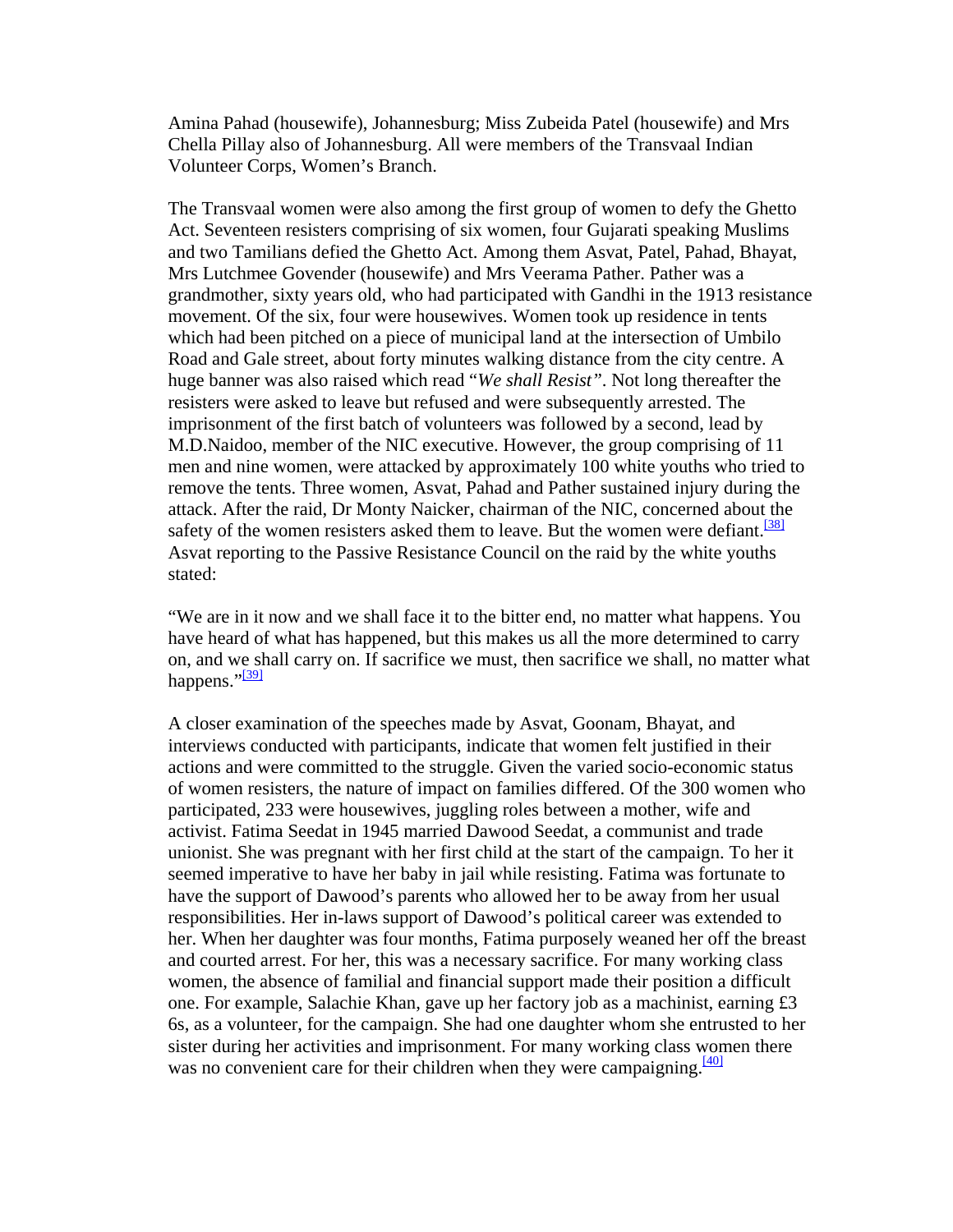Amina Pahad (housewife), Johannesburg; Miss Zubeida Patel (housewife) and Mrs Chella Pillay also of Johannesburg. All were members of the Transvaal Indian Volunteer Corps, Women's Branch.

The Transvaal women were also among the first group of women to defy the Ghetto Act. Seventeen resisters comprising of six women, four Gujarati speaking Muslims and two Tamilians defied the Ghetto Act. Among them Asvat, Patel, Pahad, Bhayat, Mrs Lutchmee Govender (housewife) and Mrs Veerama Pather. Pather was a grandmother, sixty years old, who had participated with Gandhi in the 1913 resistance movement. Of the six, four were housewives. Women took up residence in tents which had been pitched on a piece of municipal land at the intersection of Umbilo Road and Gale street, about forty minutes walking distance from the city centre. A huge banner was also raised which read "*We shall Resist*". Not long thereafter the resisters were asked to leave but refused and were subsequently arrested. The imprisonment of the first batch of volunteers was followed by a second, lead by M.D.Naidoo, member of the NIC executive. However, the group comprising of 11 men and nine women, were attacked by approximately 100 white youths who tried to remove the tents. Three women, Asvat, Pahad and Pather sustained injury during the attack. After the raid, Dr Monty Naicker, chairman of the NIC, concerned about the safety of the women resisters asked them to leave. But the women were defiant.[38] Asvat reporting to the Passive Resistance Council on the raid by the white youths stated:

"We are in it now and we shall face it to the bitter end, no matter what happens. You have heard of what has happened, but this makes us all the more determined to carry on, and we shall carry on. If sacrifice we must, then sacrifice we shall, no matter what happens."[39]

A closer examination of the speeches made by Asvat, Goonam, Bhayat, and interviews conducted with participants, indicate that women felt justified in their actions and were committed to the struggle. Given the varied socio-economic status of women resisters, the nature of impact on families differed. Of the 300 women who participated, 233 were housewives, juggling roles between a mother, wife and activist. Fatima Seedat in 1945 married Dawood Seedat, a communist and trade unionist. She was pregnant with her first child at the start of the campaign. To her it seemed imperative to have her baby in jail while resisting. Fatima was fortunate to have the support of Dawood's parents who allowed her to be away from her usual responsibilities. Her in-laws support of Dawood's political career was extended to her. When her daughter was four months, Fatima purposely weaned her off the breast and courted arrest. For her, this was a necessary sacrifice. For many working class women, the absence of familial and financial support made their position a difficult one. For example, Salachie Khan, gave up her factory job as a machinist, earning £3 6s, as a volunteer, for the campaign. She had one daughter whom she entrusted to her sister during her activities and imprisonment. For many working class women there was no convenient care for their children when they were campaigning.[40]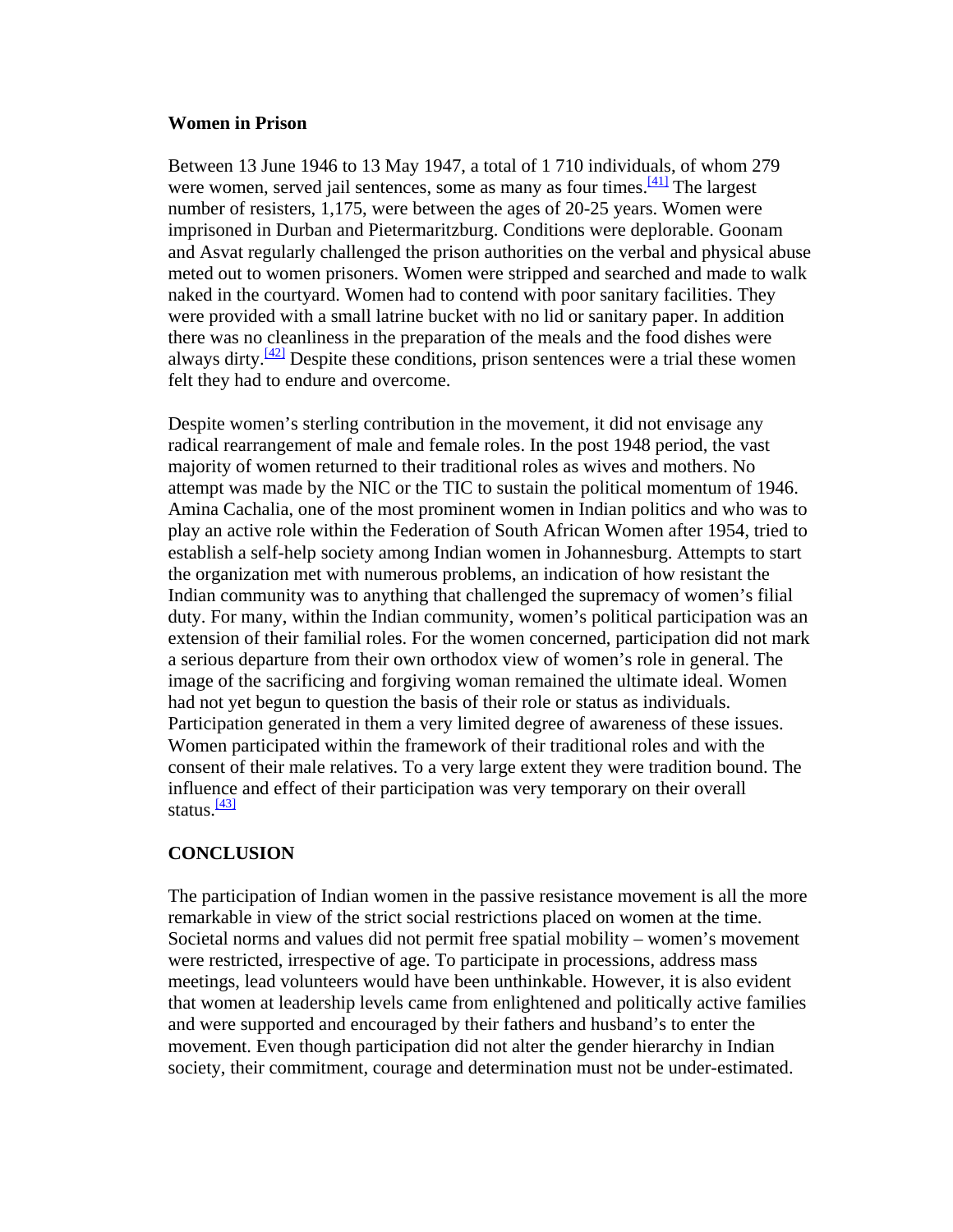### Women in Prison

Between 13 June 1946 to 13 May 1947, a total of 1 710 individuals, of whom 279 were women, served jail sentences, some as many as four times.[41] The largest number of resisters, 1,175, were between the ages of 20-25 years. Women were imprisoned in Durban and Pietermaritzburg. Conditions were deplorable. Goonam and Asvat regularly challenged the prison authorities on the verbal and physical abuse meted out to women prisoners. Women were stripped and searched and made to walk naked in the courtyard. Women had to contend with poor sanitary facilities. They were provided with a small latrine bucket with no lid or sanitary paper. In addition there was no cleanliness in the preparation of the meals and the food dishes were always dirty.[42] Despite these conditions, prison sentences were a trial these women felt they had to endure and overcome.

Despite women's sterling contribution in the movement, it did not envisage any radical rearrangement of male and female roles. In the post 1948 period, the vast majority of women returned to their traditional roles as wives and mothers. No attempt was made by the NIC or the TIC to sustain the political momentum of 1946. Amina Cachalia, one of the most prominent women in Indian politics and who was to play an active role within the Federation of South African Women after 1954, tried to establish a self-help society among Indian women in Johannesburg. Attempts to start the organization met with numerous problems, an indication of how resistant the Indian community was to anything that challenged the supremacy of women's filial duty. For many, within the Indian community, women's political participation was an extension of their familial roles. For the women concerned, participation did not mark a serious departure from their own orthodox view of women's role in general. The image of the sacrificing and forgiving woman remained the ultimate ideal. Women had not yet begun to question the basis of their role or status as individuals. Participation generated in them a very limited degree of awareness of these issues. Women participated within the framework of their traditional roles and with the consent of their male relatives. To a very large extent they were tradition bound. The influence and effect of their participation was very temporary on their overall status.[43]

### CONCLUSION

The participation of Indian women in the passive resistance movement is all the more remarkable in view of the strict social restrictions placed on women at the time. Societal norms and values did not permit free spatial mobility – women's movement were restricted, irrespective of age. To participate in processions, address mass meetings, lead volunteers would have been unthinkable. However, it is also evident that women at leadership levels came from enlightened and politically active families and were supported and encouraged by their fathers and husband's to enter the movement. Even though participation did not alter the gender hierarchy in Indian society, their commitment, courage and determination must not be under-estimated.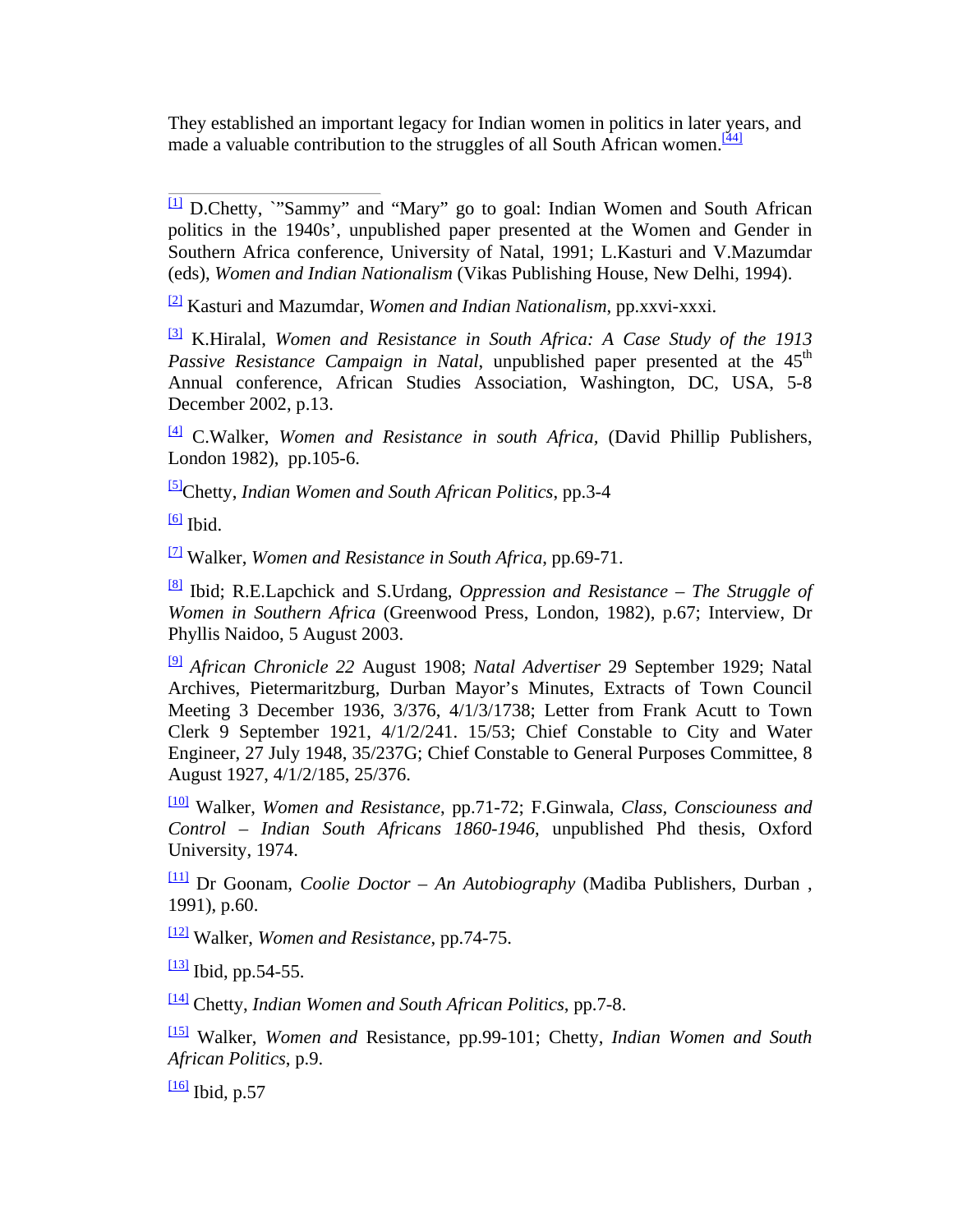They established an important legacy for Indian women in politics in later years, and made a valuable contribution to the struggles of all South African women.[44]

---

[1] D.Chetty, `"Sammy" and "Mary" go to goal: Indian Women and South African politics in the 1940s', unpublished paper presented at the Women and Gender in Southern Africa conference, University of Natal, 1991; L.Kasturi and V.Mazumdar (eds), *Women and Indian Nationalism* (Vikas Publishing House, New Delhi, 1994).

[2] Kasturi and Mazumdar, *Women and Indian Nationalism*, pp.xxvi-xxxi.

[3] K.Hiralal, *Women and Resistance in South Africa: A Case Study of the 1913 Passive Resistance Campaign in Natal*, unpublished paper presented at the 45th Annual conference, African Studies Association, Washington, DC, USA, 5-8 December 2002, p.13.

[4] C.Walker, *Women and Resistance in south Africa*, (David Phillip Publishers, London 1982), pp.105-6.

[5]Chetty, *Indian Women and South African Politics*, pp.3-4

[6] Ibid.

[7] Walker, *Women and Resistance in South Africa*, pp.69-71.

[8] Ibid; R.E.Lapchick and S.Urdang, *Oppression and Resistance – The Struggle of Women in Southern Africa* (Greenwood Press, London, 1982), p.67; Interview, Dr Phyllis Naidoo, 5 August 2003.

[9] *African Chronicle 22* August 1908; *Natal Advertiser* 29 September 1929; Natal Archives, Pietermaritzburg, Durban Mayor's Minutes, Extracts of Town Council Meeting 3 December 1936, 3/376, 4/1/3/1738; Letter from Frank Acutt to Town Clerk 9 September 1921, 4/1/2/241. 15/53; Chief Constable to City and Water Engineer, 27 July 1948, 35/237G; Chief Constable to General Purposes Committee, 8 August 1927, 4/1/2/185, 25/376.

[10] Walker, *Women and Resistance*, pp.71-72; F.Ginwala, *Class, Consciouness and Control – Indian South Africans 1860-1946*, unpublished Phd thesis, Oxford University, 1974.

[11] Dr Goonam, *Coolie Doctor – An Autobiography* (Madiba Publishers, Durban , 1991), p.60.

[12] Walker, *Women and Resistance*, pp.74-75.

[13] Ibid, pp.54-55.

[14] Chetty, *Indian Women and South African Politics*, pp.7-8.

[15] Walker, *Women and* Resistance, pp.99-101; Chetty, *Indian Women and South African Politics*, p.9.

[16] Ibid, p.57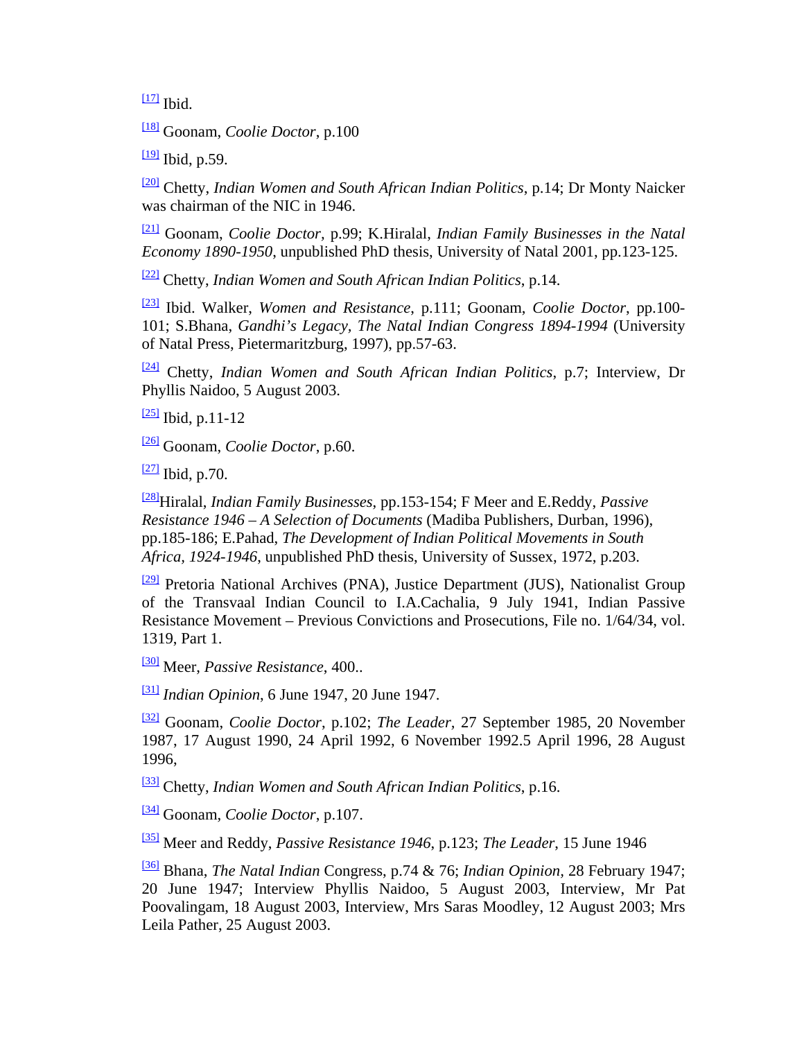[17] Ibid.

[18] Goonam, *Coolie Doctor*, p.100

[19] Ibid, p.59.

[20] Chetty, *Indian Women and South African Indian Politics*, p.14; Dr Monty Naicker was chairman of the NIC in 1946.

[21] Goonam, *Coolie Doctor*, p.99; K.Hiralal, *Indian Family Businesses in the Natal Economy 1890-1950*, unpublished PhD thesis, University of Natal 2001, pp.123-125.

[22] Chetty, *Indian Women and South African Indian Politics*, p.14.

[23] Ibid. Walker, *Women and Resistance*, p.111; Goonam, *Coolie Doctor*, pp.100-101; S.Bhana, *Gandhi's Legacy, The Natal Indian Congress 1894-1994* (University of Natal Press, Pietermaritzburg, 1997), pp.57-63.

[24] Chetty, *Indian Women and South African Indian Politics*, p.7; Interview, Dr Phyllis Naidoo, 5 August 2003.

[25] Ibid, p.11-12

[26] Goonam, *Coolie Doctor*, p.60.

[27] Ibid, p.70.

[28] Hiralal, *Indian Family Businesses*, pp.153-154; F Meer and E.Reddy, *Passive Resistance 1946 – A Selection of Documents* (Madiba Publishers, Durban, 1996), pp.185-186; E.Pahad, *The Development of Indian Political Movements in South Africa, 1924-1946*, unpublished PhD thesis, University of Sussex, 1972, p.203.

[29] Pretoria National Archives (PNA), Justice Department (JUS), Nationalist Group of the Transvaal Indian Council to I.A.Cachalia, 9 July 1941, Indian Passive Resistance Movement – Previous Convictions and Prosecutions, File no. 1/64/34, vol. 1319, Part 1.

[30] Meer, *Passive Resistance*, 400..

[31] *Indian Opinion*, 6 June 1947, 20 June 1947.

[32] Goonam, *Coolie Doctor*, p.102; *The Leader*, 27 September 1985, 20 November 1987, 17 August 1990, 24 April 1992, 6 November 1992.5 April 1996, 28 August 1996,

[33] Chetty, *Indian Women and South African Indian Politics*, p.16.

[34] Goonam, *Coolie Doctor*, p.107.

[35] Meer and Reddy, *Passive Resistance 1946*, p.123; *The Leader*, 15 June 1946

[36] Bhana, *The Natal Indian* Congress, p.74 & 76; *Indian Opinion*, 28 February 1947; 20 June 1947; Interview Phyllis Naidoo, 5 August 2003, Interview, Mr Pat Poovalingam, 18 August 2003, Interview, Mrs Saras Moodley, 12 August 2003; Mrs Leila Pather, 25 August 2003.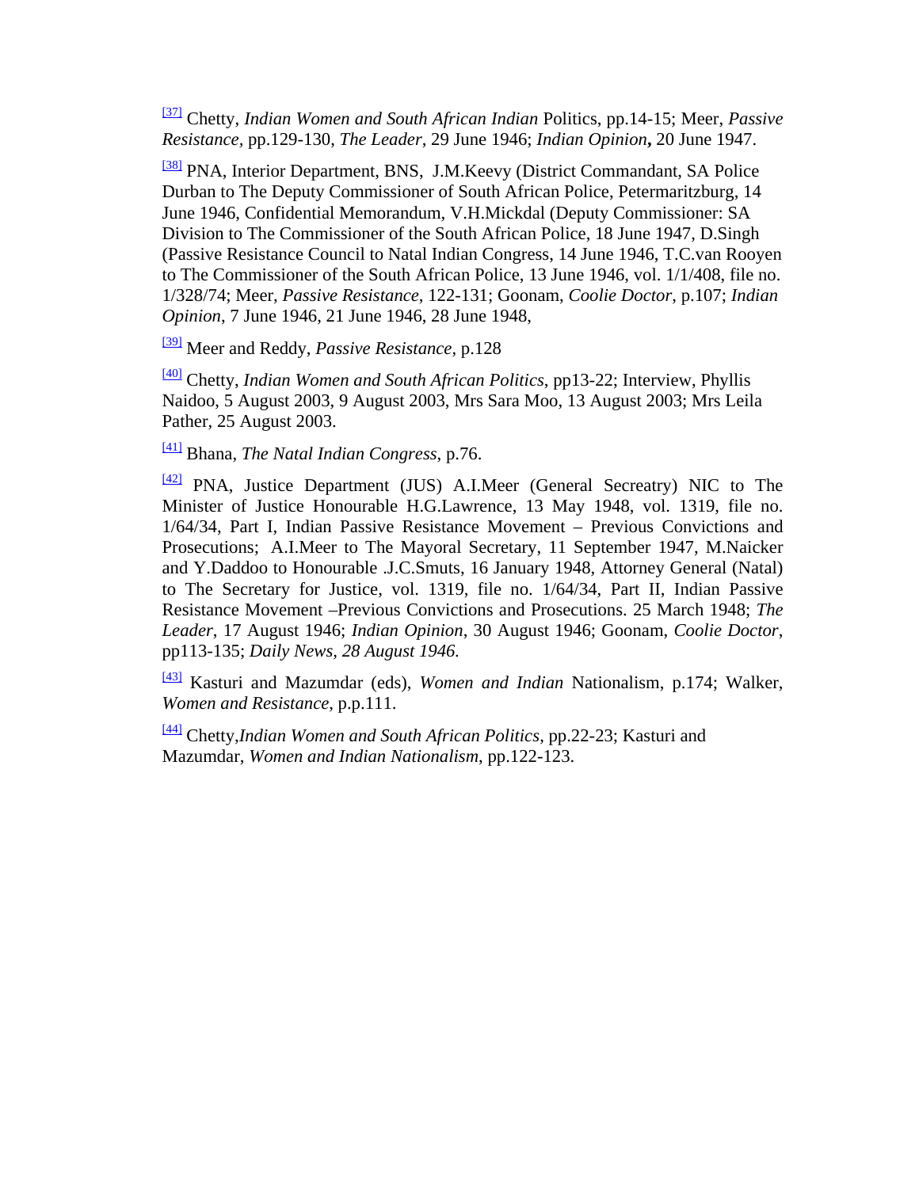[37] Chetty, *Indian Women and South African Indian* Politics, pp.14-15; Meer, *Passive Resistance*, pp.129-130, *The Leader*, 29 June 1946; *Indian Opinion***,** 20 June 1947.

[38] PNA, Interior Department, BNS, J.M.Keevy (District Commandant, SA Police Durban to The Deputy Commissioner of South African Police, Petermaritzburg, 14 June 1946, Confidential Memorandum, V.H.Mickdal (Deputy Commissioner: SA Division to The Commissioner of the South African Police, 18 June 1947, D.Singh (Passive Resistance Council to Natal Indian Congress, 14 June 1946, T.C.van Rooyen to The Commissioner of the South African Police, 13 June 1946, vol. 1/1/408, file no. 1/328/74; Meer, *Passive Resistance*, 122-131; Goonam, *Coolie Doctor*, p.107; *Indian Opinion*, 7 June 1946, 21 June 1946, 28 June 1948,

[39] Meer and Reddy, *Passive Resistance*, p.128

[40] Chetty, *Indian Women and South African Politics*, pp13-22; Interview, Phyllis Naidoo, 5 August 2003, 9 August 2003, Mrs Sara Moo, 13 August 2003; Mrs Leila Pather, 25 August 2003.

[41] Bhana, *The Natal Indian Congress*, p.76.

[42] PNA, Justice Department (JUS) A.I.Meer (General Secreatry) NIC to The Minister of Justice Honourable H.G.Lawrence, 13 May 1948, vol. 1319, file no. 1/64/34, Part I, Indian Passive Resistance Movement – Previous Convictions and Prosecutions; A.I.Meer to The Mayoral Secretary, 11 September 1947, M.Naicker and Y.Daddoo to Honourable .J.C.Smuts, 16 January 1948, Attorney General (Natal) to The Secretary for Justice, vol. 1319, file no. 1/64/34, Part II, Indian Passive Resistance Movement –Previous Convictions and Prosecutions. 25 March 1948; *The Leader*, 17 August 1946; *Indian Opinion*, 30 August 1946; Goonam, *Coolie Doctor*, pp113-135; *Daily News, 28 August 1946.*

[43] Kasturi and Mazumdar (eds), *Women and Indian* Nationalism, p.174; Walker, *Women and Resistance*, p.p.111.

[44] Chetty,*Indian Women and South African Politics*, pp.22-23; Kasturi and Mazumdar, *Women and Indian Nationalism*, pp.122-123.